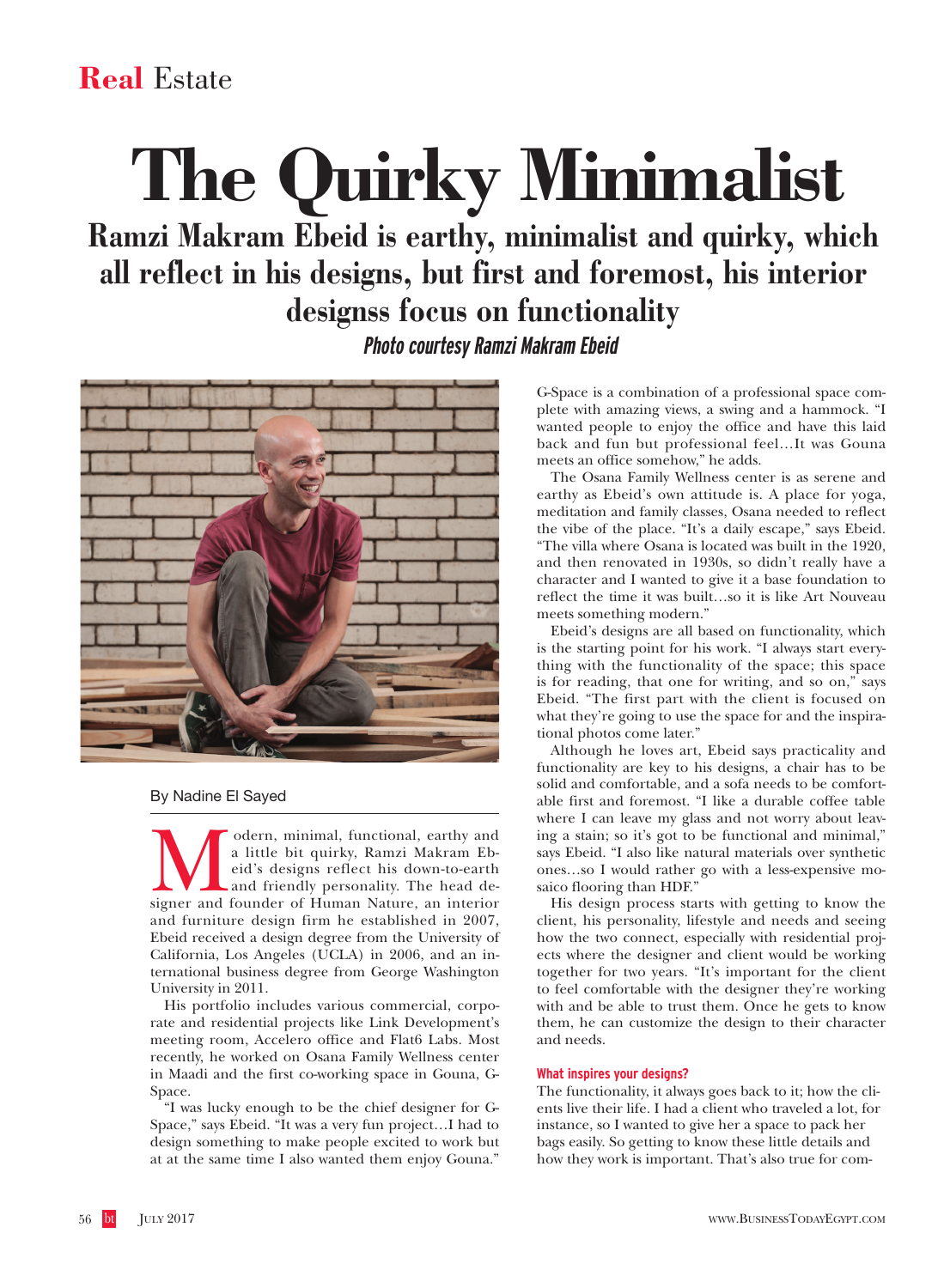Real Estate

# The Quirky Minimalist

## Ramzi Makram Ebeid is earthy, minimalist and quirky, which all reflect in his designs, but first and foremost, his interior designss focus on functionality

***Photo courtesy Ramzi Makram Ebeid***

By Nadine El Sayed

Modern, minimal, functional, earthy and a little bit quirky, Ramzi Makram Ebeid's designs reflect his down-to-earth and friendly personality. The head designer and founder of Human Nature, an interior and furniture design firm he established in 2007, Ebeid received a design degree from the University of California, Los Angeles (UCLA) in 2006, and an international business degree from George Washington University in 2011.

His portfolio includes various commercial, corporate and residential projects like Link Development's meeting room, Accelero office and Flat6 Labs. Most recently, he worked on Osana Family Wellness center in Maadi and the first co-working space in Gouna, G-Space.

"I was lucky enough to be the chief designer for G-Space," says Ebeid. "It was a very fun project…I had to design something to make people excited to work but at at the same time I also wanted them enjoy Gouna." G-Space is a combination of a professional space complete with amazing views, a swing and a hammock. "I wanted people to enjoy the office and have this laid back and fun but professional feel…It was Gouna meets an office somehow," he adds.

The Osana Family Wellness center is as serene and earthy as Ebeid's own attitude is. A place for yoga, meditation and family classes, Osana needed to reflect the vibe of the place. "It's a daily escape," says Ebeid. "The villa where Osana is located was built in the 1920, and then renovated in 1930s, so didn't really have a character and I wanted to give it a base foundation to reflect the time it was built…so it is like Art Nouveau meets something modern."

Ebeid's designs are all based on functionality, which is the starting point for his work. "I always start everything with the functionality of the space; this space is for reading, that one for writing, and so on," says Ebeid. "The first part with the client is focused on what they're going to use the space for and the inspirational photos come later."

Although he loves art, Ebeid says practicality and functionality are key to his designs, a chair has to be solid and comfortable, and a sofa needs to be comfortable first and foremost. "I like a durable coffee table where I can leave my glass and not worry about leaving a stain; so it's got to be functional and minimal," says Ebeid. "I also like natural materials over synthetic ones…so I would rather go with a less-expensive mosaico flooring than HDF."

His design process starts with getting to know the client, his personality, lifestyle and needs and seeing how the two connect, especially with residential projects where the designer and client would be working together for two years. "It's important for the client to feel comfortable with the designer they're working with and be able to trust them. Once he gets to know them, he can customize the design to their character and needs.

**What inspires your designs?**

The functionality, it always goes back to it; how the clients live their life. I had a client who traveled a lot, for instance, so I wanted to give her a space to pack her bags easily. So getting to know these little details and how they work is important. That's also true for com-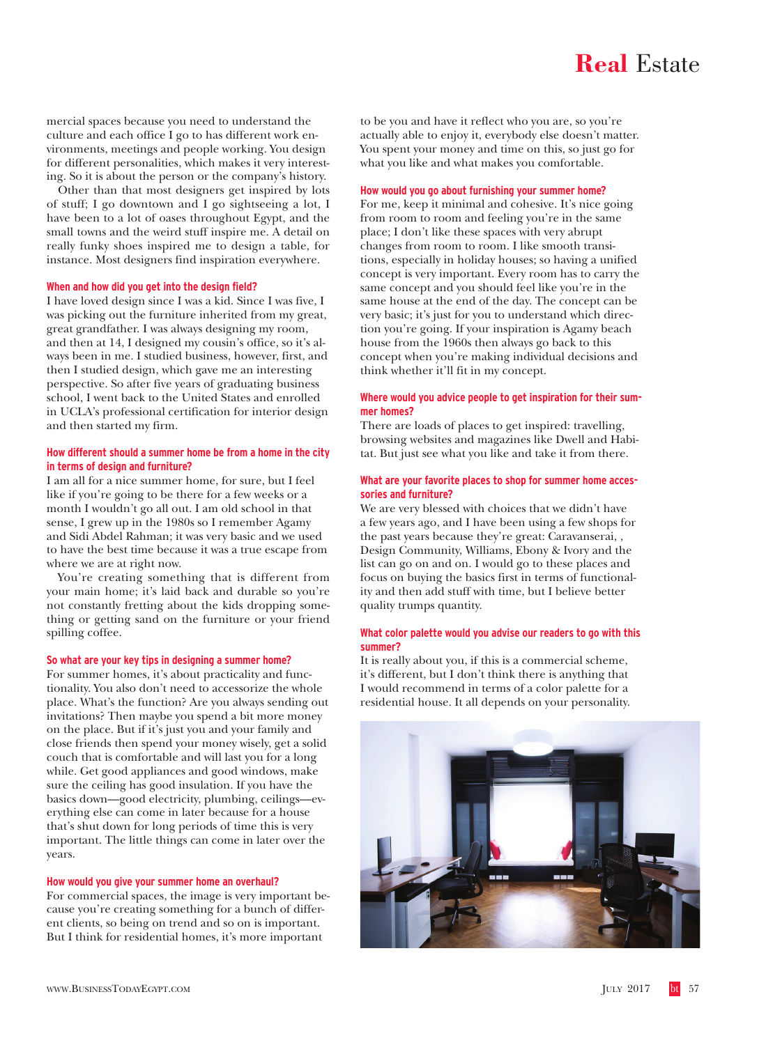mercial spaces because you need to understand the culture and each office I go to has different work environments, meetings and people working. You design for different personalities, which makes it very interesting. So it is about the person or the company's history.

Other than that most designers get inspired by lots of stuff; I go downtown and I go sightseeing a lot, I have been to a lot of oases throughout Egypt, and the small towns and the weird stuff inspire me. A detail on really funky shoes inspired me to design a table, for instance. Most designers find inspiration everywhere.

### When and how did you get into the design field?

I have loved design since I was a kid. Since I was five, I was picking out the furniture inherited from my great, great grandfather. I was always designing my room, and then at 14, I designed my cousin's office, so it's always been in me. I studied business, however, first, and then I studied design, which gave me an interesting perspective. So after five years of graduating business school, I went back to the United States and enrolled in UCLA's professional certification for interior design and then started my firm.

### How different should a summer home be from a home in the city in terms of design and furniture?

I am all for a nice summer home, for sure, but I feel like if you're going to be there for a few weeks or a month I wouldn't go all out. I am old school in that sense, I grew up in the 1980s so I remember Agamy and Sidi Abdel Rahman; it was very basic and we used to have the best time because it was a true escape from where we are at right now.

You're creating something that is different from your main home; it's laid back and durable so you're not constantly fretting about the kids dropping something or getting sand on the furniture or your friend spilling coffee.

### So what are your key tips in designing a summer home?

For summer homes, it's about practicality and functionality. You also don't need to accessorize the whole place. What's the function? Are you always sending out invitations? Then maybe you spend a bit more money on the place. But if it's just you and your family and close friends then spend your money wisely, get a solid couch that is comfortable and will last you for a long while. Get good appliances and good windows, make sure the ceiling has good insulation. If you have the basics down—good electricity, plumbing, ceilings—everything else can come in later because for a house that's shut down for long periods of time this is very important. The little things can come in later over the years.

### How would you give your summer home an overhaul?

For commercial spaces, the image is very important because you're creating something for a bunch of different clients, so being on trend and so on is important. But I think for residential homes, it's more important to be you and have it reflect who you are, so you're actually able to enjoy it, everybody else doesn't matter. You spent your money and time on this, so just go for what you like and what makes you comfortable.

### How would you go about furnishing your summer home?

For me, keep it minimal and cohesive. It's nice going from room to room and feeling you're in the same place; I don't like these spaces with very abrupt changes from room to room. I like smooth transitions, especially in holiday houses; so having a unified concept is very important. Every room has to carry the same concept and you should feel like you're in the same house at the end of the day. The concept can be very basic; it's just for you to understand which direction you're going. If your inspiration is Agamy beach house from the 1960s then always go back to this concept when you're making individual decisions and think whether it'll fit in my concept.

### Where would you advice people to get inspiration for their summer homes?

There are loads of places to get inspired: travelling, browsing websites and magazines like Dwell and Habitat. But just see what you like and take it from there.

### What are your favorite places to shop for summer home accessories and furniture?

We are very blessed with choices that we didn't have a few years ago, and I have been using a few shops for the past years because they're great: Caravanserai, , Design Community, Williams, Ebony & Ivory and the list can go on and on. I would go to these places and focus on buying the basics first in terms of functionality and then add stuff with time, but I believe better quality trumps quantity.

### What color palette would you advise our readers to go with this summer?

It is really about you, if this is a commercial scheme, it's different, but I don't think there is anything that I would recommend in terms of a color palette for a residential house. It all depends on your personality.